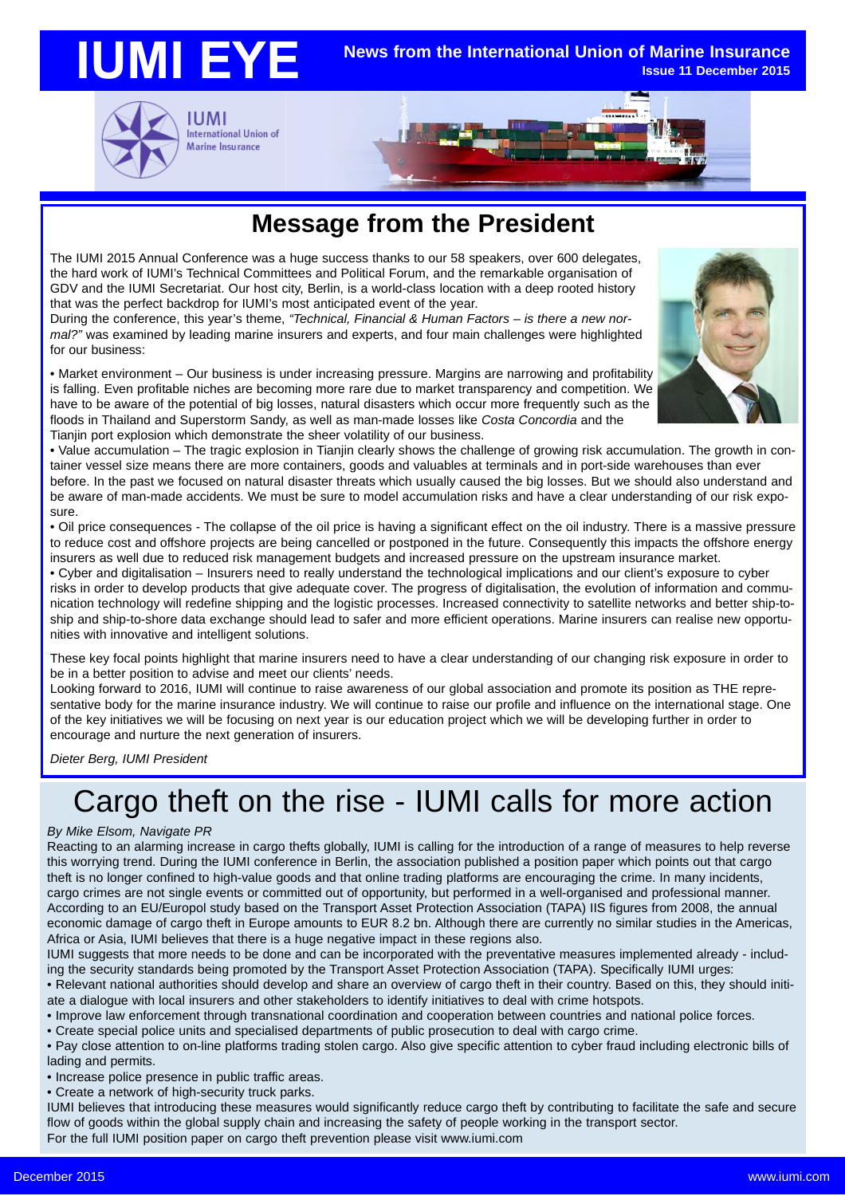# IUMI EYE

**News from the International Union of Marine Insurance**
**Issue 11 December 2015**

IUMI
International Union of Marine Insurance

## Message from the President

The IUMI 2015 Annual Conference was a huge success thanks to our 58 speakers, over 600 delegates, the hard work of IUMI's Technical Committees and Political Forum, and the remarkable organisation of GDV and the IUMI Secretariat. Our host city, Berlin, is a world-class location with a deep rooted history that was the perfect backdrop for IUMI's most anticipated event of the year.

During the conference, this year's theme, *"Technical, Financial & Human Factors – is there a new normal?"* was examined by leading marine insurers and experts, and four main challenges were highlighted for our business:

- Market environment – Our business is under increasing pressure. Margins are narrowing and profitability is falling. Even profitable niches are becoming more rare due to market transparency and competition. We have to be aware of the potential of big losses, natural disasters which occur more frequently such as the floods in Thailand and Superstorm Sandy, as well as man-made losses like *Costa Concordia* and the Tianjin port explosion which demonstrate the sheer volatility of our business.
- Value accumulation – The tragic explosion in Tianjin clearly shows the challenge of growing risk accumulation. The growth in container vessel size means there are more containers, goods and valuables at terminals and in port-side warehouses than ever before. In the past we focused on natural disaster threats which usually caused the big losses. But we should also understand and be aware of man-made accidents. We must be sure to model accumulation risks and have a clear understanding of our risk exposure.
- Oil price consequences - The collapse of the oil price is having a significant effect on the oil industry. There is a massive pressure to reduce cost and offshore projects are being cancelled or postponed in the future. Consequently this impacts the offshore energy insurers as well due to reduced risk management budgets and increased pressure on the upstream insurance market.
- Cyber and digitalisation – Insurers need to really understand the technological implications and our client's exposure to cyber risks in order to develop products that give adequate cover. The progress of digitalisation, the evolution of information and communication technology will redefine shipping and the logistic processes. Increased connectivity to satellite networks and better ship-to-ship and ship-to-shore data exchange should lead to safer and more efficient operations. Marine insurers can realise new opportunities with innovative and intelligent solutions.

These key focal points highlight that marine insurers need to have a clear understanding of our changing risk exposure in order to be in a better position to advise and meet our clients' needs.

Looking forward to 2016, IUMI will continue to raise awareness of our global association and promote its position as THE representative body for the marine insurance industry. We will continue to raise our profile and influence on the international stage. One of the key initiatives we will be focusing on next year is our education project which we will be developing further in order to encourage and nurture the next generation of insurers.

*Dieter Berg, IUMI President*

# Cargo theft on the rise - IUMI calls for more action

*By Mike Elsom, Navigate PR*

Reacting to an alarming increase in cargo thefts globally, IUMI is calling for the introduction of a range of measures to help reverse this worrying trend. During the IUMI conference in Berlin, the association published a position paper which points out that cargo theft is no longer confined to high-value goods and that online trading platforms are encouraging the crime. In many incidents, cargo crimes are not single events or committed out of opportunity, but performed in a well-organised and professional manner. According to an EU/Europol study based on the Transport Asset Protection Association (TAPA) IIS figures from 2008, the annual economic damage of cargo theft in Europe amounts to EUR 8.2 bn. Although there are currently no similar studies in the Americas, Africa or Asia, IUMI believes that there is a huge negative impact in these regions also.

IUMI suggests that more needs to be done and can be incorporated with the preventative measures implemented already - including the security standards being promoted by the Transport Asset Protection Association (TAPA). Specifically IUMI urges:

- Relevant national authorities should develop and share an overview of cargo theft in their country. Based on this, they should initiate a dialogue with local insurers and other stakeholders to identify initiatives to deal with crime hotspots.
- Improve law enforcement through transnational coordination and cooperation between countries and national police forces.
- Create special police units and specialised departments of public prosecution to deal with cargo crime.
- Pay close attention to on-line platforms trading stolen cargo. Also give specific attention to cyber fraud including electronic bills of lading and permits.
- Increase police presence in public traffic areas.
- Create a network of high-security truck parks.

IUMI believes that introducing these measures would significantly reduce cargo theft by contributing to facilitate the safe and secure flow of goods within the global supply chain and increasing the safety of people working in the transport sector.

For the full IUMI position paper on cargo theft prevention please visit www.iumi.com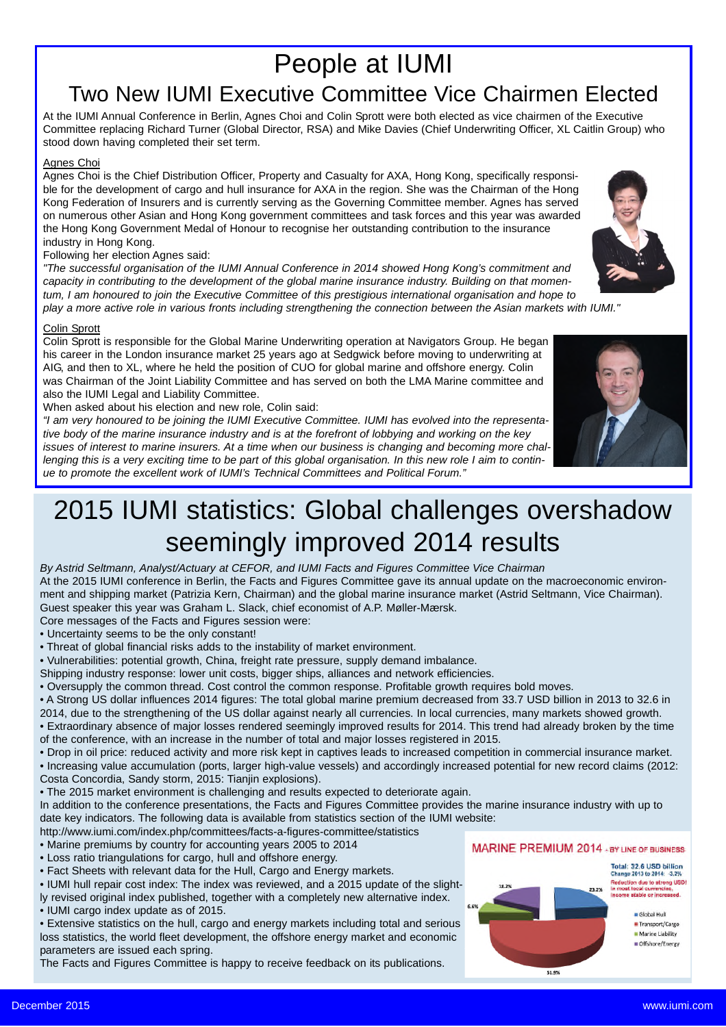# People at IUMI

## Two New IUMI Executive Committee Vice Chairmen Elected

At the IUMI Annual Conference in Berlin, Agnes Choi and Colin Sprott were both elected as vice chairmen of the Executive Committee replacing Richard Turner (Global Director, RSA) and Mike Davies (Chief Underwriting Officer, XL Caitlin Group) who stood down having completed their set term.

### Agnes Choi

Agnes Choi is the Chief Distribution Officer, Property and Casualty for AXA, Hong Kong, specifically responsible for the development of cargo and hull insurance for AXA in the region. She was the Chairman of the Hong Kong Federation of Insurers and is currently serving as the Governing Committee member. Agnes has served on numerous other Asian and Hong Kong government committees and task forces and this year was awarded the Hong Kong Government Medal of Honour to recognise her outstanding contribution to the insurance industry in Hong Kong.

Following her election Agnes said:

*"The successful organisation of the IUMI Annual Conference in 2014 showed Hong Kong's commitment and capacity in contributing to the development of the global marine insurance industry. Building on that momentum, I am honoured to join the Executive Committee of this prestigious international organisation and hope to play a more active role in various fronts including strengthening the connection between the Asian markets with IUMI."*

### Colin Sprott

Colin Sprott is responsible for the Global Marine Underwriting operation at Navigators Group. He began his career in the London insurance market 25 years ago at Sedgwick before moving to underwriting at AIG, and then to XL, where he held the position of CUO for global marine and offshore energy. Colin was Chairman of the Joint Liability Committee and has served on both the LMA Marine committee and also the IUMI Legal and Liability Committee.

When asked about his election and new role, Colin said:

*"I am very honoured to be joining the IUMI Executive Committee. IUMI has evolved into the representative body of the marine insurance industry and is at the forefront of lobbying and working on the key issues of interest to marine insurers. At a time when our business is changing and becoming more challenging this is a very exciting time to be part of this global organisation. In this new role I aim to continue to promote the excellent work of IUMI's Technical Committees and Political Forum."*

# 2015 IUMI statistics: Global challenges overshadow seemingly improved 2014 results

*By Astrid Seltmann, Analyst/Actuary at CEFOR, and IUMI Facts and Figures Committee Vice Chairman*

At the 2015 IUMI conference in Berlin, the Facts and Figures Committee gave its annual update on the macroeconomic environment and shipping market (Patrizia Kern, Chairman) and the global marine insurance market (Astrid Seltmann, Vice Chairman). Guest speaker this year was Graham L. Slack, chief economist of A.P. Møller-Mærsk.

Core messages of the Facts and Figures session were:

- Uncertainty seems to be the only constant!
- Threat of global financial risks adds to the instability of market environment.
- Vulnerabilities: potential growth, China, freight rate pressure, supply demand imbalance.

Shipping industry response: lower unit costs, bigger ships, alliances and network efficiencies.

- Oversupply the common thread. Cost control the common response. Profitable growth requires bold moves.
- A Strong US dollar influences 2014 figures: The total global marine premium decreased from 33.7 USD billion in 2013 to 32.6 in 2014, due to the strengthening of the US dollar against nearly all currencies. In local currencies, many markets showed growth.
- Extraordinary absence of major losses rendered seemingly improved results for 2014. This trend had already broken by the time of the conference, with an increase in the number of total and major losses registered in 2015.
- Drop in oil price: reduced activity and more risk kept in captives leads to increased competition in commercial insurance market.
- Increasing value accumulation (ports, larger high-value vessels) and accordingly increased potential for new record claims (2012: Costa Concordia, Sandy storm, 2015: Tianjin explosions).
- The 2015 market environment is challenging and results expected to deteriorate again.

In addition to the conference presentations, the Facts and Figures Committee provides the marine insurance industry with up to date key indicators. The following data is available from statistics section of the IUMI website:

http://www.iumi.com/index.php/committees/facts-a-figures-committee/statistics

- Marine premiums by country for accounting years 2005 to 2014
- Loss ratio triangulations for cargo, hull and offshore energy.
- Fact Sheets with relevant data for the Hull, Cargo and Energy markets.
- IUMI hull repair cost index: The index was reviewed, and a 2015 update of the slightly revised original index published, together with a completely new alternative index.
- IUMI cargo index update as of 2015.
- Extensive statistics on the hull, cargo and energy markets including total and serious loss statistics, the world fleet development, the offshore energy market and economic parameters are issued each spring.

The Facts and Figures Committee is happy to receive feedback on its publications.

**MARINE PREMIUM 2014** - BY LINE OF BUSINESS

Total: 32.6 USD billion
Change 2013 to 2014: -3.2%
Reduction due to strong USD! In most local currencies, income stable or increased.

- Global Hull: 23.2%
- Transport/Cargo: 51.9%
- Marine Liability: 6.6%
- Offshore/Energy: 18.2%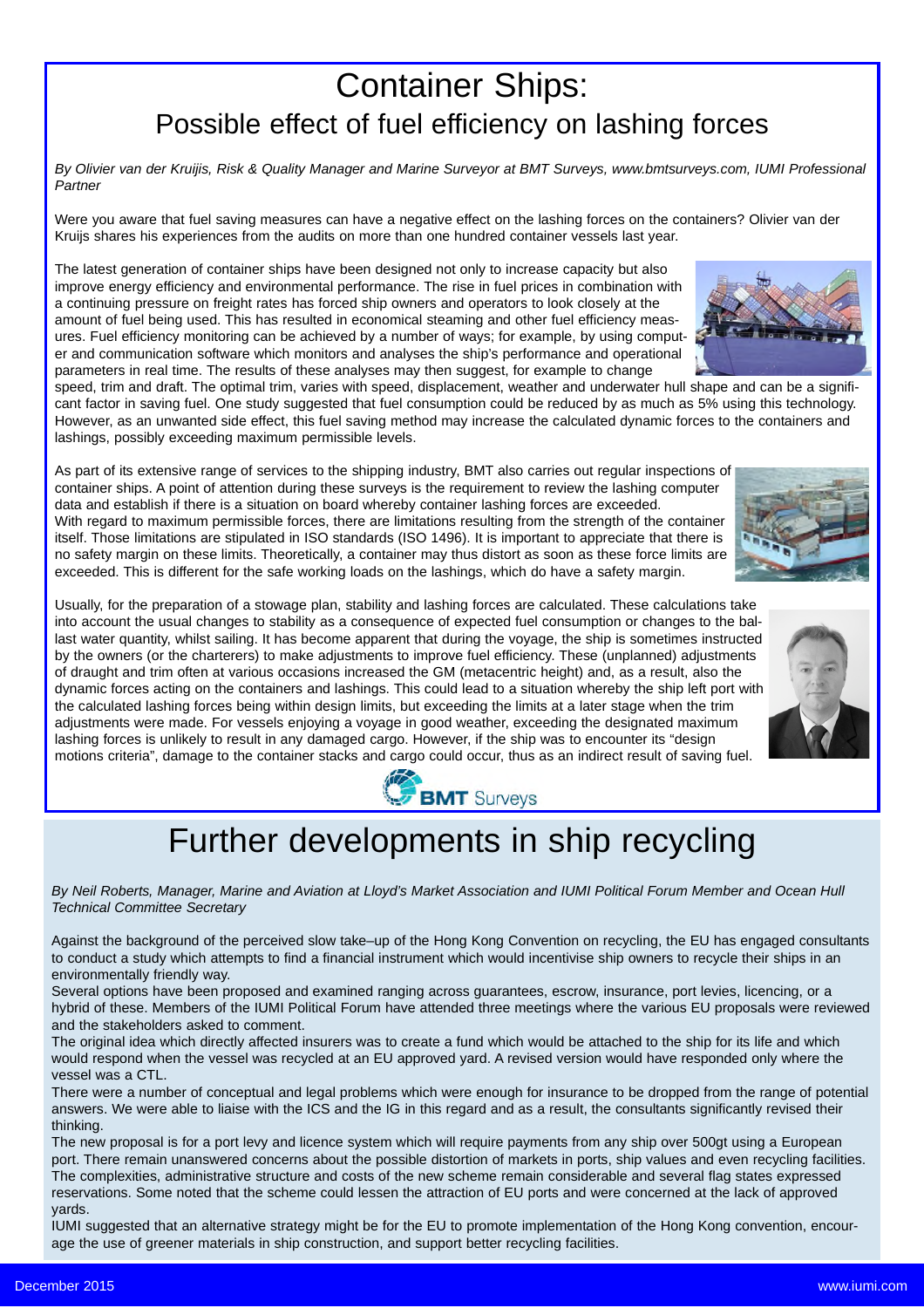# Container Ships:

## Possible effect of fuel efficiency on lashing forces

*By Olivier van der Kruijis, Risk & Quality Manager and Marine Surveyor at BMT Surveys, www.bmtsurveys.com, IUMI Professional Partner*

Were you aware that fuel saving measures can have a negative effect on the lashing forces on the containers? Olivier van der Kruijs shares his experiences from the audits on more than one hundred container vessels last year.

The latest generation of container ships have been designed not only to increase capacity but also improve energy efficiency and environmental performance. The rise in fuel prices in combination with a continuing pressure on freight rates has forced ship owners and operators to look closely at the amount of fuel being used. This has resulted in economical steaming and other fuel efficiency measures. Fuel efficiency monitoring can be achieved by a number of ways; for example, by using computer and communication software which monitors and analyses the ship's performance and operational parameters in real time. The results of these analyses may then suggest, for example to change speed, trim and draft. The optimal trim, varies with speed, displacement, weather and underwater hull shape and can be a significant factor in saving fuel. One study suggested that fuel consumption could be reduced by as much as 5% using this technology. However, as an unwanted side effect, this fuel saving method may increase the calculated dynamic forces to the containers and lashings, possibly exceeding maximum permissible levels.

As part of its extensive range of services to the shipping industry, BMT also carries out regular inspections of container ships. A point of attention during these surveys is the requirement to review the lashing computer data and establish if there is a situation on board whereby container lashing forces are exceeded.
With regard to maximum permissible forces, there are limitations resulting from the strength of the container itself. Those limitations are stipulated in ISO standards (ISO 1496). It is important to appreciate that there is no safety margin on these limits. Theoretically, a container may thus distort as soon as these force limits are exceeded. This is different for the safe working loads on the lashings, which do have a safety margin.

Usually, for the preparation of a stowage plan, stability and lashing forces are calculated. These calculations take into account the usual changes to stability as a consequence of expected fuel consumption or changes to the ballast water quantity, whilst sailing. It has become apparent that during the voyage, the ship is sometimes instructed by the owners (or the charterers) to make adjustments to improve fuel efficiency. These (unplanned) adjustments of draught and trim often at various occasions increased the GM (metacentric height) and, as a result, also the dynamic forces acting on the containers and lashings. This could lead to a situation whereby the ship left port with the calculated lashing forces being within design limits, but exceeding the limits at a later stage when the trim adjustments were made. For vessels enjoying a voyage in good weather, exceeding the designated maximum lashing forces is unlikely to result in any damaged cargo. However, if the ship was to encounter its "design motions criteria", damage to the container stacks and cargo could occur, thus as an indirect result of saving fuel.

BMT Surveys

# Further developments in ship recycling

*By Neil Roberts, Manager, Marine and Aviation at Lloyd's Market Association and IUMI Political Forum Member and Ocean Hull Technical Committee Secretary*

Against the background of the perceived slow take–up of the Hong Kong Convention on recycling, the EU has engaged consultants to conduct a study which attempts to find a financial instrument which would incentivise ship owners to recycle their ships in an environmentally friendly way.
Several options have been proposed and examined ranging across guarantees, escrow, insurance, port levies, licencing, or a hybrid of these. Members of the IUMI Political Forum have attended three meetings where the various EU proposals were reviewed and the stakeholders asked to comment.
The original idea which directly affected insurers was to create a fund which would be attached to the ship for its life and which would respond when the vessel was recycled at an EU approved yard. A revised version would have responded only where the vessel was a CTL.
There were a number of conceptual and legal problems which were enough for insurance to be dropped from the range of potential answers. We were able to liaise with the ICS and the IG in this regard and as a result, the consultants significantly revised their thinking.
The new proposal is for a port levy and licence system which will require payments from any ship over 500gt using a European port. There remain unanswered concerns about the possible distortion of markets in ports, ship values and even recycling facilities. The complexities, administrative structure and costs of the new scheme remain considerable and several flag states expressed reservations. Some noted that the scheme could lessen the attraction of EU ports and were concerned at the lack of approved yards.
IUMI suggested that an alternative strategy might be for the EU to promote implementation of the Hong Kong convention, encourage the use of greener materials in ship construction, and support better recycling facilities.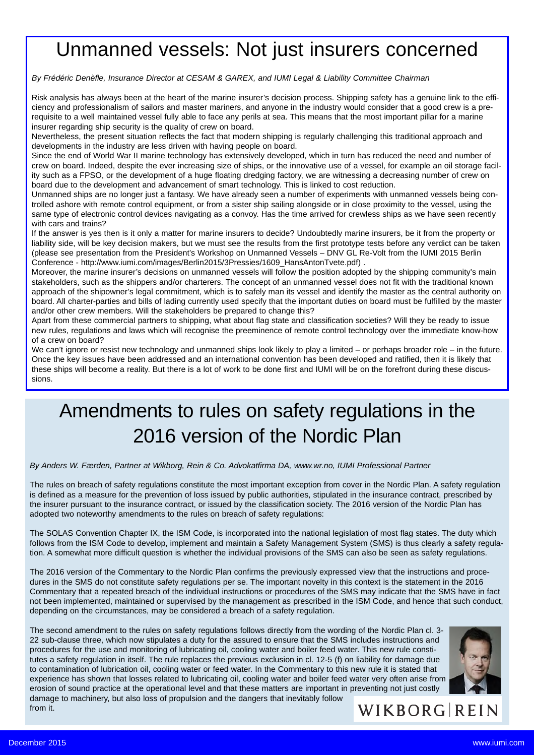# Unmanned vessels: Not just insurers concerned

*By Frédéric Denèfle, Insurance Director at CESAM & GAREX, and IUMI Legal & Liability Committee Chairman*

Risk analysis has always been at the heart of the marine insurer's decision process. Shipping safety has a genuine link to the efficiency and professionalism of sailors and master mariners, and anyone in the industry would consider that a good crew is a prerequisite to a well maintained vessel fully able to face any perils at sea. This means that the most important pillar for a marine insurer regarding ship security is the quality of crew on board.

Nevertheless, the present situation reflects the fact that modern shipping is regularly challenging this traditional approach and developments in the industry are less driven with having people on board.

Since the end of World War II marine technology has extensively developed, which in turn has reduced the need and number of crew on board. Indeed, despite the ever increasing size of ships, or the innovative use of a vessel, for example an oil storage facility such as a FPSO, or the development of a huge floating dredging factory, we are witnessing a decreasing number of crew on board due to the development and advancement of smart technology. This is linked to cost reduction.

Unmanned ships are no longer just a fantasy. We have already seen a number of experiments with unmanned vessels being controlled ashore with remote control equipment, or from a sister ship sailing alongside or in close proximity to the vessel, using the same type of electronic control devices navigating as a convoy. Has the time arrived for crewless ships as we have seen recently with cars and trains?

If the answer is yes then is it only a matter for marine insurers to decide? Undoubtedly marine insurers, be it from the property or liability side, will be key decision makers, but we must see the results from the first prototype tests before any verdict can be taken (please see presentation from the President's Workshop on Unmanned Vessels – DNV GL Re-Volt from the IUMI 2015 Berlin Conference - http://www.iumi.com/images/Berlin2015/3Pressies/1609_HansAntonTvete.pdf) .

Moreover, the marine insurer's decisions on unmanned vessels will follow the position adopted by the shipping community's main stakeholders, such as the shippers and/or charterers. The concept of an unmanned vessel does not fit with the traditional known approach of the shipowner's legal commitment, which is to safely man its vessel and identify the master as the central authority on board. All charter-parties and bills of lading currently used specify that the important duties on board must be fulfilled by the master and/or other crew members. Will the stakeholders be prepared to change this?

Apart from these commercial partners to shipping, what about flag state and classification societies? Will they be ready to issue new rules, regulations and laws which will recognise the preeminence of remote control technology over the immediate know-how of a crew on board?

We can't ignore or resist new technology and unmanned ships look likely to play a limited – or perhaps broader role – in the future. Once the key issues have been addressed and an international convention has been developed and ratified, then it is likely that these ships will become a reality. But there is a lot of work to be done first and IUMI will be on the forefront during these discussions.

# Amendments to rules on safety regulations in the 2016 version of the Nordic Plan

*By Anders W. Færden, Partner at Wikborg, Rein & Co. Advokatfirma DA, www.wr.no, IUMI Professional Partner*

The rules on breach of safety regulations constitute the most important exception from cover in the Nordic Plan. A safety regulation is defined as a measure for the prevention of loss issued by public authorities, stipulated in the insurance contract, prescribed by the insurer pursuant to the insurance contract, or issued by the classification society. The 2016 version of the Nordic Plan has adopted two noteworthy amendments to the rules on breach of safety regulations:

The SOLAS Convention Chapter IX, the ISM Code, is incorporated into the national legislation of most flag states. The duty which follows from the ISM Code to develop, implement and maintain a Safety Management System (SMS) is thus clearly a safety regulation. A somewhat more difficult question is whether the individual provisions of the SMS can also be seen as safety regulations.

The 2016 version of the Commentary to the Nordic Plan confirms the previously expressed view that the instructions and procedures in the SMS do not constitute safety regulations per se. The important novelty in this context is the statement in the 2016 Commentary that a repeated breach of the individual instructions or procedures of the SMS may indicate that the SMS have in fact not been implemented, maintained or supervised by the management as prescribed in the ISM Code, and hence that such conduct, depending on the circumstances, may be considered a breach of a safety regulation.

The second amendment to the rules on safety regulations follows directly from the wording of the Nordic Plan cl. 3-22 sub-clause three, which now stipulates a duty for the assured to ensure that the SMS includes instructions and procedures for the use and monitoring of lubricating oil, cooling water and boiler feed water. This new rule constitutes a safety regulation in itself. The rule replaces the previous exclusion in cl. 12-5 (f) on liability for damage due to contamination of lubrication oil, cooling water or feed water. In the Commentary to this new rule it is stated that experience has shown that losses related to lubricating oil, cooling water and boiler feed water very often arise from erosion of sound practice at the operational level and that these matters are important in preventing not just costly damage to machinery, but also loss of propulsion and the dangers that inevitably follow from it.

WIKBORG | REIN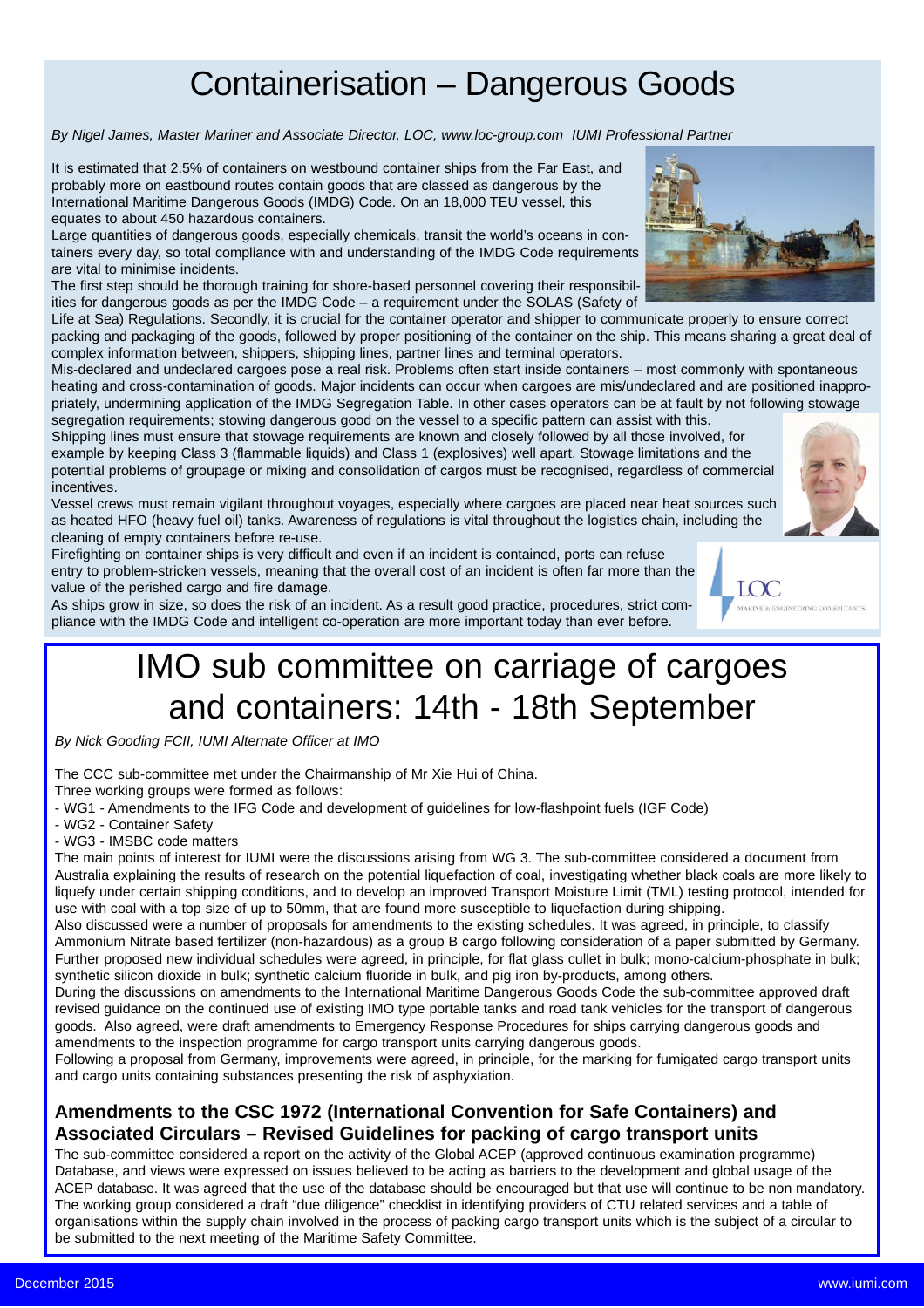# Containerisation – Dangerous Goods

*By Nigel James, Master Mariner and Associate Director, LOC, www.loc-group.com IUMI Professional Partner*

It is estimated that 2.5% of containers on westbound container ships from the Far East, and probably more on eastbound routes contain goods that are classed as dangerous by the International Maritime Dangerous Goods (IMDG) Code. On an 18,000 TEU vessel, this equates to about 450 hazardous containers.

Large quantities of dangerous goods, especially chemicals, transit the world's oceans in containers every day, so total compliance with and understanding of the IMDG Code requirements are vital to minimise incidents.

The first step should be thorough training for shore-based personnel covering their responsibilities for dangerous goods as per the IMDG Code – a requirement under the SOLAS (Safety of Life at Sea) Regulations. Secondly, it is crucial for the container operator and shipper to communicate properly to ensure correct packing and packaging of the goods, followed by proper positioning of the container on the ship. This means sharing a great deal of complex information between, shippers, shipping lines, partner lines and terminal operators.

Mis-declared and undeclared cargoes pose a real risk. Problems often start inside containers – most commonly with spontaneous heating and cross-contamination of goods. Major incidents can occur when cargoes are mis/undeclared and are positioned inappropriately, undermining application of the IMDG Segregation Table. In other cases operators can be at fault by not following stowage segregation requirements; stowing dangerous good on the vessel to a specific pattern can assist with this.

Shipping lines must ensure that stowage requirements are known and closely followed by all those involved, for example by keeping Class 3 (flammable liquids) and Class 1 (explosives) well apart. Stowage limitations and the potential problems of groupage or mixing and consolidation of cargos must be recognised, regardless of commercial incentives.

Vessel crews must remain vigilant throughout voyages, especially where cargoes are placed near heat sources such as heated HFO (heavy fuel oil) tanks. Awareness of regulations is vital throughout the logistics chain, including the cleaning of empty containers before re-use.

Firefighting on container ships is very difficult and even if an incident is contained, ports can refuse entry to problem-stricken vessels, meaning that the overall cost of an incident is often far more than the value of the perished cargo and fire damage.

As ships grow in size, so does the risk of an incident. As a result good practice, procedures, strict compliance with the IMDG Code and intelligent co-operation are more important today than ever before.

# IMO sub committee on carriage of cargoes and containers: 14th - 18th September

*By Nick Gooding FCII, IUMI Alternate Officer at IMO*

The CCC sub-committee met under the Chairmanship of Mr Xie Hui of China.

Three working groups were formed as follows:

- WG1 - Amendments to the IFG Code and development of guidelines for low-flashpoint fuels (IGF Code)
- WG2 - Container Safety
- WG3 - IMSBC code matters

The main points of interest for IUMI were the discussions arising from WG 3. The sub-committee considered a document from Australia explaining the results of research on the potential liquefaction of coal, investigating whether black coals are more likely to liquefy under certain shipping conditions, and to develop an improved Transport Moisture Limit (TML) testing protocol, intended for use with coal with a top size of up to 50mm, that are found more susceptible to liquefaction during shipping.

Also discussed were a number of proposals for amendments to the existing schedules. It was agreed, in principle, to classify Ammonium Nitrate based fertilizer (non-hazardous) as a group B cargo following consideration of a paper submitted by Germany. Further proposed new individual schedules were agreed, in principle, for flat glass cullet in bulk; mono-calcium-phosphate in bulk; synthetic silicon dioxide in bulk; synthetic calcium fluoride in bulk, and pig iron by-products, among others.

During the discussions on amendments to the International Maritime Dangerous Goods Code the sub-committee approved draft revised guidance on the continued use of existing IMO type portable tanks and road tank vehicles for the transport of dangerous goods. Also agreed, were draft amendments to Emergency Response Procedures for ships carrying dangerous goods and amendments to the inspection programme for cargo transport units carrying dangerous goods.

Following a proposal from Germany, improvements were agreed, in principle, for the marking for fumigated cargo transport units and cargo units containing substances presenting the risk of asphyxiation.

### Amendments to the CSC 1972 (International Convention for Safe Containers) and Associated Circulars – Revised Guidelines for packing of cargo transport units

The sub-committee considered a report on the activity of the Global ACEP (approved continuous examination programme) Database, and views were expressed on issues believed to be acting as barriers to the development and global usage of the ACEP database. It was agreed that the use of the database should be encouraged but that use will continue to be non mandatory. The working group considered a draft "due diligence" checklist in identifying providers of CTU related services and a table of organisations within the supply chain involved in the process of packing cargo transport units which is the subject of a circular to be submitted to the next meeting of the Maritime Safety Committee.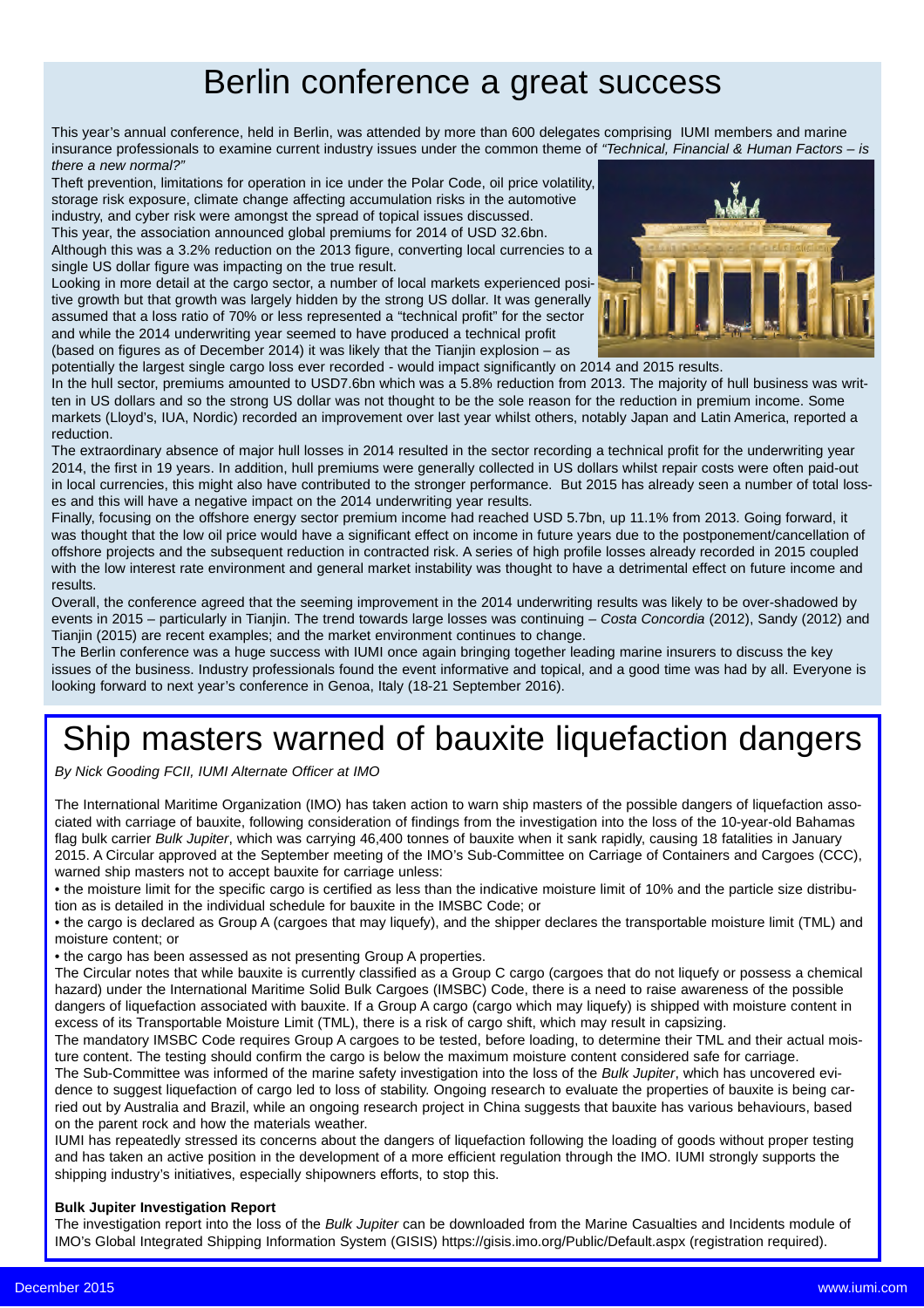# Berlin conference a great success

This year's annual conference, held in Berlin, was attended by more than 600 delegates comprising IUMI members and marine insurance professionals to examine current industry issues under the common theme of *"Technical, Financial & Human Factors – is there a new normal?"*

Theft prevention, limitations for operation in ice under the Polar Code, oil price volatility, storage risk exposure, climate change affecting accumulation risks in the automotive industry, and cyber risk were amongst the spread of topical issues discussed.

This year, the association announced global premiums for 2014 of USD 32.6bn. Although this was a 3.2% reduction on the 2013 figure, converting local currencies to a single US dollar figure was impacting on the true result.

Looking in more detail at the cargo sector, a number of local markets experienced positive growth but that growth was largely hidden by the strong US dollar. It was generally assumed that a loss ratio of 70% or less represented a "technical profit" for the sector and while the 2014 underwriting year seemed to have produced a technical profit (based on figures as of December 2014) it was likely that the Tianjin explosion – as potentially the largest single cargo loss ever recorded - would impact significantly on 2014 and 2015 results.

In the hull sector, premiums amounted to USD7.6bn which was a 5.8% reduction from 2013. The majority of hull business was written in US dollars and so the strong US dollar was not thought to be the sole reason for the reduction in premium income. Some markets (Lloyd's, IUA, Nordic) recorded an improvement over last year whilst others, notably Japan and Latin America, reported a reduction.

The extraordinary absence of major hull losses in 2014 resulted in the sector recording a technical profit for the underwriting year 2014, the first in 19 years. In addition, hull premiums were generally collected in US dollars whilst repair costs were often paid-out in local currencies, this might also have contributed to the stronger performance. But 2015 has already seen a number of total losses and this will have a negative impact on the 2014 underwriting year results.

Finally, focusing on the offshore energy sector premium income had reached USD 5.7bn, up 11.1% from 2013. Going forward, it was thought that the low oil price would have a significant effect on income in future years due to the postponement/cancellation of offshore projects and the subsequent reduction in contracted risk. A series of high profile losses already recorded in 2015 coupled with the low interest rate environment and general market instability was thought to have a detrimental effect on future income and results.

Overall, the conference agreed that the seeming improvement in the 2014 underwriting results was likely to be over-shadowed by events in 2015 – particularly in Tianjin. The trend towards large losses was continuing – *Costa Concordia* (2012), Sandy (2012) and Tianjin (2015) are recent examples; and the market environment continues to change.

The Berlin conference was a huge success with IUMI once again bringing together leading marine insurers to discuss the key issues of the business. Industry professionals found the event informative and topical, and a good time was had by all. Everyone is looking forward to next year's conference in Genoa, Italy (18-21 September 2016).

# Ship masters warned of bauxite liquefaction dangers

*By Nick Gooding FCII, IUMI Alternate Officer at IMO*

The International Maritime Organization (IMO) has taken action to warn ship masters of the possible dangers of liquefaction associated with carriage of bauxite, following consideration of findings from the investigation into the loss of the 10-year-old Bahamas flag bulk carrier *Bulk Jupiter*, which was carrying 46,400 tonnes of bauxite when it sank rapidly, causing 18 fatalities in January 2015. A Circular approved at the September meeting of the IMO's Sub-Committee on Carriage of Containers and Cargoes (CCC), warned ship masters not to accept bauxite for carriage unless:

- the moisture limit for the specific cargo is certified as less than the indicative moisture limit of 10% and the particle size distribution as is detailed in the individual schedule for bauxite in the IMSBC Code; or
- the cargo is declared as Group A (cargoes that may liquefy), and the shipper declares the transportable moisture limit (TML) and moisture content; or
- the cargo has been assessed as not presenting Group A properties.

The Circular notes that while bauxite is currently classified as a Group C cargo (cargoes that do not liquefy or possess a chemical hazard) under the International Maritime Solid Bulk Cargoes (IMSBC) Code, there is a need to raise awareness of the possible dangers of liquefaction associated with bauxite. If a Group A cargo (cargo which may liquefy) is shipped with moisture content in excess of its Transportable Moisture Limit (TML), there is a risk of cargo shift, which may result in capsizing.

The mandatory IMSBC Code requires Group A cargoes to be tested, before loading, to determine their TML and their actual moisture content. The testing should confirm the cargo is below the maximum moisture content considered safe for carriage.

The Sub-Committee was informed of the marine safety investigation into the loss of the *Bulk Jupiter*, which has uncovered evidence to suggest liquefaction of cargo led to loss of stability. Ongoing research to evaluate the properties of bauxite is being carried out by Australia and Brazil, while an ongoing research project in China suggests that bauxite has various behaviours, based on the parent rock and how the materials weather.

IUMI has repeatedly stressed its concerns about the dangers of liquefaction following the loading of goods without proper testing and has taken an active position in the development of a more efficient regulation through the IMO. IUMI strongly supports the shipping industry's initiatives, especially shipowners efforts, to stop this.

**Bulk Jupiter Investigation Report**

The investigation report into the loss of the *Bulk Jupiter* can be downloaded from the Marine Casualties and Incidents module of IMO's Global Integrated Shipping Information System (GISIS) https://gisis.imo.org/Public/Default.aspx (registration required).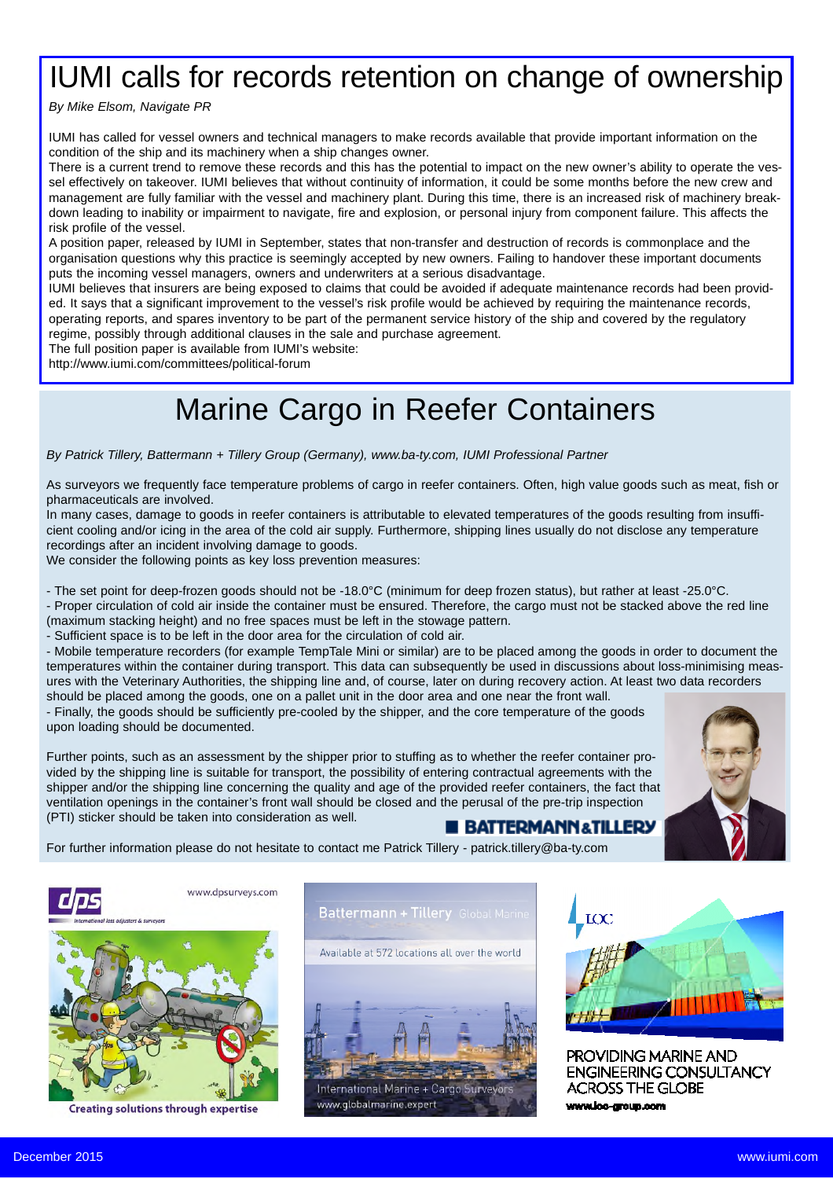# IUMI calls for records retention on change of ownership

*By Mike Elsom, Navigate PR*

IUMI has called for vessel owners and technical managers to make records available that provide important information on the condition of the ship and its machinery when a ship changes owner.

There is a current trend to remove these records and this has the potential to impact on the new owner's ability to operate the vessel effectively on takeover. IUMI believes that without continuity of information, it could be some months before the new crew and management are fully familiar with the vessel and machinery plant. During this time, there is an increased risk of machinery breakdown leading to inability or impairment to navigate, fire and explosion, or personal injury from component failure. This affects the risk profile of the vessel.

A position paper, released by IUMI in September, states that non-transfer and destruction of records is commonplace and the organisation questions why this practice is seemingly accepted by new owners. Failing to handover these important documents puts the incoming vessel managers, owners and underwriters at a serious disadvantage.

IUMI believes that insurers are being exposed to claims that could be avoided if adequate maintenance records had been provided. It says that a significant improvement to the vessel's risk profile would be achieved by requiring the maintenance records, operating reports, and spares inventory to be part of the permanent service history of the ship and covered by the regulatory regime, possibly through additional clauses in the sale and purchase agreement.

The full position paper is available from IUMI's website:
http://www.iumi.com/committees/political-forum

# Marine Cargo in Reefer Containers

*By Patrick Tillery, Battermann + Tillery Group (Germany), www.ba-ty.com, IUMI Professional Partner*

As surveyors we frequently face temperature problems of cargo in reefer containers. Often, high value goods such as meat, fish or pharmaceuticals are involved.

In many cases, damage to goods in reefer containers is attributable to elevated temperatures of the goods resulting from insufficient cooling and/or icing in the area of the cold air supply. Furthermore, shipping lines usually do not disclose any temperature recordings after an incident involving damage to goods.

We consider the following points as key loss prevention measures:

- The set point for deep-frozen goods should not be -18.0°C (minimum for deep frozen status), but rather at least -25.0°C.
- Proper circulation of cold air inside the container must be ensured. Therefore, the cargo must not be stacked above the red line (maximum stacking height) and no free spaces must be left in the stowage pattern.
- Sufficient space is to be left in the door area for the circulation of cold air.
- Mobile temperature recorders (for example TempTale Mini or similar) are to be placed among the goods in order to document the temperatures within the container during transport. This data can subsequently be used in discussions about loss-minimising measures with the Veterinary Authorities, the shipping line and, of course, later on during recovery action. At least two data recorders should be placed among the goods, one on a pallet unit in the door area and one near the front wall.
- Finally, the goods should be sufficiently pre-cooled by the shipper, and the core temperature of the goods upon loading should be documented.

Further points, such as an assessment by the shipper prior to stuffing as to whether the reefer container provided by the shipping line is suitable for transport, the possibility of entering contractual agreements with the shipper and/or the shipping line concerning the quality and age of the provided reefer containers, the fact that ventilation openings in the container's front wall should be closed and the perusal of the pre-trip inspection (PTI) sticker should be taken into consideration as well.

For further information please do not hesitate to contact me Patrick Tillery - patrick.tillery@ba-ty.com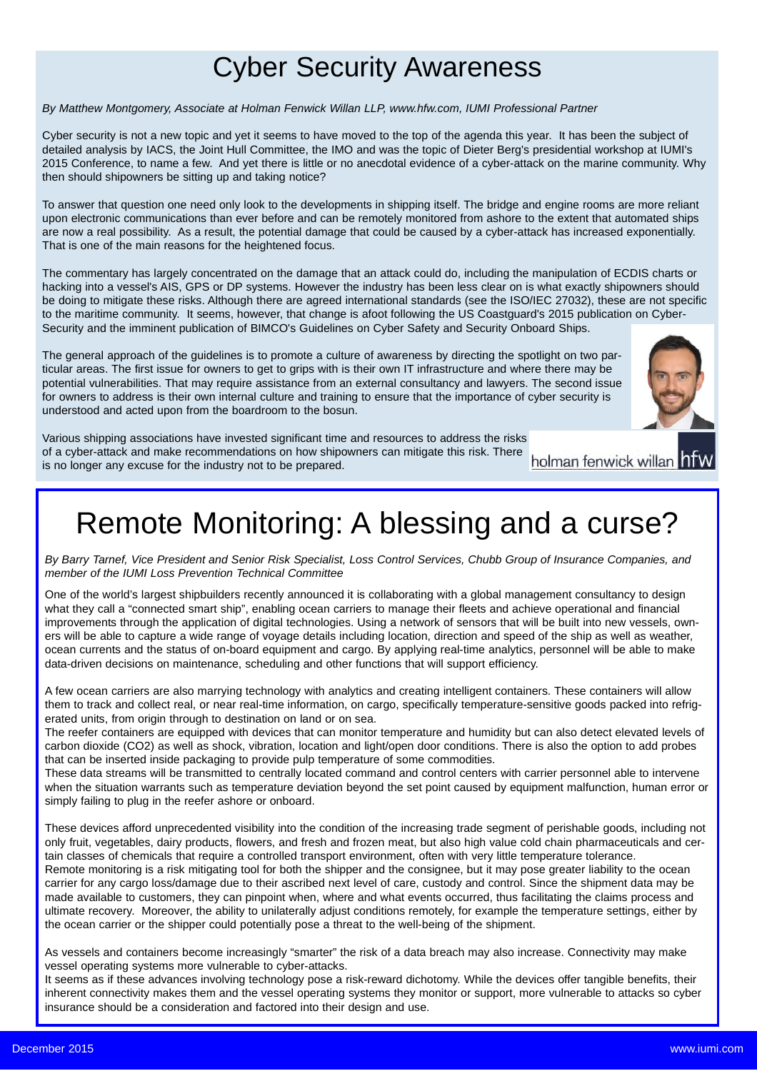# Cyber Security Awareness

*By Matthew Montgomery, Associate at Holman Fenwick Willan LLP, www.hfw.com, IUMI Professional Partner*

Cyber security is not a new topic and yet it seems to have moved to the top of the agenda this year. It has been the subject of detailed analysis by IACS, the Joint Hull Committee, the IMO and was the topic of Dieter Berg's presidential workshop at IUMI's 2015 Conference, to name a few. And yet there is little or no anecdotal evidence of a cyber-attack on the marine community. Why then should shipowners be sitting up and taking notice?

To answer that question one need only look to the developments in shipping itself. The bridge and engine rooms are more reliant upon electronic communications than ever before and can be remotely monitored from ashore to the extent that automated ships are now a real possibility. As a result, the potential damage that could be caused by a cyber-attack has increased exponentially. That is one of the main reasons for the heightened focus.

The commentary has largely concentrated on the damage that an attack could do, including the manipulation of ECDIS charts or hacking into a vessel's AIS, GPS or DP systems. However the industry has been less clear on is what exactly shipowners should be doing to mitigate these risks. Although there are agreed international standards (see the ISO/IEC 27032), these are not specific to the maritime community. It seems, however, that change is afoot following the US Coastguard's 2015 publication on Cyber-Security and the imminent publication of BIMCO's Guidelines on Cyber Safety and Security Onboard Ships.

The general approach of the guidelines is to promote a culture of awareness by directing the spotlight on two particular areas. The first issue for owners to get to grips with is their own IT infrastructure and where there may be potential vulnerabilities. That may require assistance from an external consultancy and lawyers. The second issue for owners to address is their own internal culture and training to ensure that the importance of cyber security is understood and acted upon from the boardroom to the bosun.

Various shipping associations have invested significant time and resources to address the risks of a cyber-attack and make recommendations on how shipowners can mitigate this risk. There is no longer any excuse for the industry not to be prepared.

holman fenwick willan hfw

# Remote Monitoring: A blessing and a curse?

*By Barry Tarnef, Vice President and Senior Risk Specialist, Loss Control Services, Chubb Group of Insurance Companies, and member of the IUMI Loss Prevention Technical Committee*

One of the world's largest shipbuilders recently announced it is collaborating with a global management consultancy to design what they call a "connected smart ship", enabling ocean carriers to manage their fleets and achieve operational and financial improvements through the application of digital technologies. Using a network of sensors that will be built into new vessels, owners will be able to capture a wide range of voyage details including location, direction and speed of the ship as well as weather, ocean currents and the status of on-board equipment and cargo. By applying real-time analytics, personnel will be able to make data-driven decisions on maintenance, scheduling and other functions that will support efficiency.

A few ocean carriers are also marrying technology with analytics and creating intelligent containers. These containers will allow them to track and collect real, or near real-time information, on cargo, specifically temperature-sensitive goods packed into refrigerated units, from origin through to destination on land or on sea.

The reefer containers are equipped with devices that can monitor temperature and humidity but can also detect elevated levels of carbon dioxide ($CO_2$) as well as shock, vibration, location and light/open door conditions. There is also the option to add probes that can be inserted inside packaging to provide pulp temperature of some commodities.

These data streams will be transmitted to centrally located command and control centers with carrier personnel able to intervene when the situation warrants such as temperature deviation beyond the set point caused by equipment malfunction, human error or simply failing to plug in the reefer ashore or onboard.

These devices afford unprecedented visibility into the condition of the increasing trade segment of perishable goods, including not only fruit, vegetables, dairy products, flowers, and fresh and frozen meat, but also high value cold chain pharmaceuticals and certain classes of chemicals that require a controlled transport environment, often with very little temperature tolerance.

Remote monitoring is a risk mitigating tool for both the shipper and the consignee, but it may pose greater liability to the ocean carrier for any cargo loss/damage due to their ascribed next level of care, custody and control. Since the shipment data may be made available to customers, they can pinpoint when, where and what events occurred, thus facilitating the claims process and ultimate recovery. Moreover, the ability to unilaterally adjust conditions remotely, for example the temperature settings, either by the ocean carrier or the shipper could potentially pose a threat to the well-being of the shipment.

As vessels and containers become increasingly "smarter" the risk of a data breach may also increase. Connectivity may make vessel operating systems more vulnerable to cyber-attacks.

It seems as if these advances involving technology pose a risk-reward dichotomy. While the devices offer tangible benefits, their inherent connectivity makes them and the vessel operating systems they monitor or support, more vulnerable to attacks so cyber insurance should be a consideration and factored into their design and use.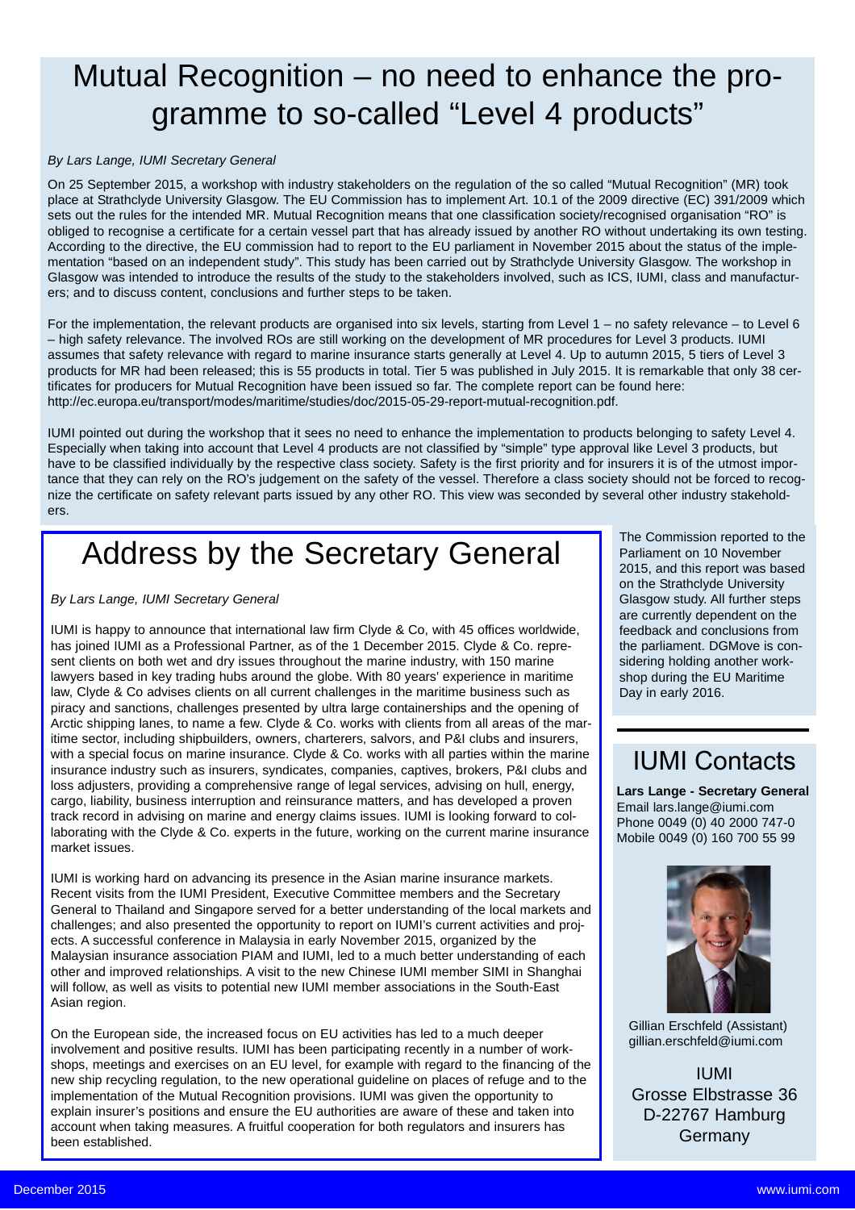# Mutual Recognition – no need to enhance the programme to so-called "Level 4 products"

*By Lars Lange, IUMI Secretary General*

On 25 September 2015, a workshop with industry stakeholders on the regulation of the so called "Mutual Recognition" (MR) took place at Strathclyde University Glasgow. The EU Commission has to implement Art. 10.1 of the 2009 directive (EC) 391/2009 which sets out the rules for the intended MR. Mutual Recognition means that one classification society/recognised organisation "RO" is obliged to recognise a certificate for a certain vessel part that has already issued by another RO without undertaking its own testing. According to the directive, the EU commission had to report to the EU parliament in November 2015 about the status of the implementation "based on an independent study". This study has been carried out by Strathclyde University Glasgow. The workshop in Glasgow was intended to introduce the results of the study to the stakeholders involved, such as ICS, IUMI, class and manufacturers; and to discuss content, conclusions and further steps to be taken.

For the implementation, the relevant products are organised into six levels, starting from Level 1 – no safety relevance – to Level 6 – high safety relevance. The involved ROs are still working on the development of MR procedures for Level 3 products. IUMI assumes that safety relevance with regard to marine insurance starts generally at Level 4. Up to autumn 2015, 5 tiers of Level 3 products for MR had been released; this is 55 products in total. Tier 5 was published in July 2015. It is remarkable that only 38 certificates for producers for Mutual Recognition have been issued so far. The complete report can be found here: http://ec.europa.eu/transport/modes/maritime/studies/doc/2015-05-29-report-mutual-recognition.pdf.

IUMI pointed out during the workshop that it sees no need to enhance the implementation to products belonging to safety Level 4. Especially when taking into account that Level 4 products are not classified by "simple" type approval like Level 3 products, but have to be classified individually by the respective class society. Safety is the first priority and for insurers it is of the utmost importance that they can rely on the RO's judgement on the safety of the vessel. Therefore a class society should not be forced to recognize the certificate on safety relevant parts issued by any other RO. This view was seconded by several other industry stakeholders.

The Commission reported to the Parliament on 10 November 2015, and this report was based on the Strathclyde University Glasgow study. All further steps are currently dependent on the feedback and conclusions from the parliament. DGMove is considering holding another workshop during the EU Maritime Day in early 2016.

# Address by the Secretary General

*By Lars Lange, IUMI Secretary General*

IUMI is happy to announce that international law firm Clyde & Co, with 45 offices worldwide, has joined IUMI as a Professional Partner, as of the 1 December 2015. Clyde & Co. represent clients on both wet and dry issues throughout the marine industry, with 150 marine lawyers based in key trading hubs around the globe. With 80 years' experience in maritime law, Clyde & Co advises clients on all current challenges in the maritime business such as piracy and sanctions, challenges presented by ultra large containerships and the opening of Arctic shipping lanes, to name a few. Clyde & Co. works with clients from all areas of the maritime sector, including shipbuilders, owners, charterers, salvors, and P&I clubs and insurers, with a special focus on marine insurance. Clyde & Co. works with all parties within the marine insurance industry such as insurers, syndicates, companies, captives, brokers, P&I clubs and loss adjusters, providing a comprehensive range of legal services, advising on hull, energy, cargo, liability, business interruption and reinsurance matters, and has developed a proven track record in advising on marine and energy claims issues. IUMI is looking forward to collaborating with the Clyde & Co. experts in the future, working on the current marine insurance market issues.

IUMI is working hard on advancing its presence in the Asian marine insurance markets. Recent visits from the IUMI President, Executive Committee members and the Secretary General to Thailand and Singapore served for a better understanding of the local markets and challenges; and also presented the opportunity to report on IUMI's current activities and projects. A successful conference in Malaysia in early November 2015, organized by the Malaysian insurance association PIAM and IUMI, led to a much better understanding of each other and improved relationships. A visit to the new Chinese IUMI member SIMI in Shanghai will follow, as well as visits to potential new IUMI member associations in the South-East Asian region.

On the European side, the increased focus on EU activities has led to a much deeper involvement and positive results. IUMI has been participating recently in a number of workshops, meetings and exercises on an EU level, for example with regard to the financing of the new ship recycling regulation, to the new operational guideline on places of refuge and to the implementation of the Mutual Recognition provisions. IUMI was given the opportunity to explain insurer's positions and ensure the EU authorities are aware of these and taken into account when taking measures. A fruitful cooperation for both regulators and insurers has been established.

# IUMI Contacts

**Lars Lange - Secretary General**
Email lars.lange@iumi.com
Phone 0049 (0) 40 2000 747-0
Mobile 0049 (0) 160 700 55 99

Gillian Erschfeld (Assistant)
gillian.erschfeld@iumi.com

IUMI
Grosse Elbstrasse 36
D-22767 Hamburg
Germany